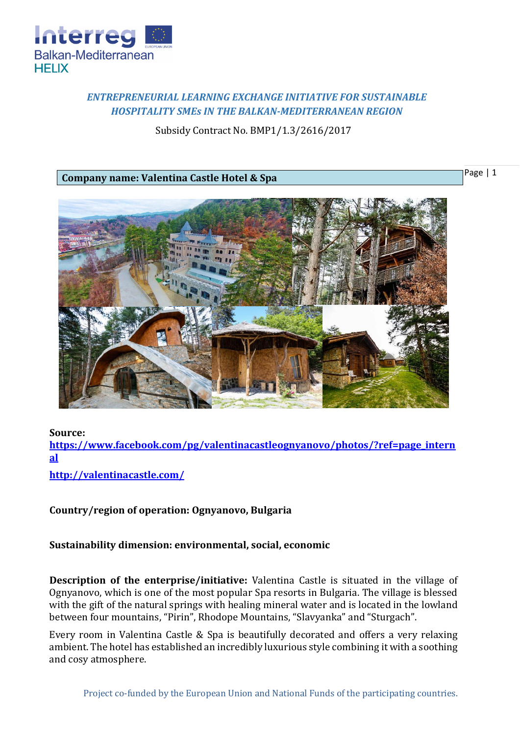***ENTREPRENEURIAL LEARNING EXCHANGE INITIATIVE FOR SUSTAINABLE HOSPITALITY SMEs IN THE BALKAN-MEDITERRANEAN REGION***

Subsidy Contract No. BMP1/1.3/2616/2017

**Company name: Valentina Castle Hotel & Spa**

**Source:**
**https://www.facebook.com/pg/valentinacastleognyanovo/photos/?ref=page_internal**

**http://valentinacastle.com/**

**Country/region of operation: Ognyanovo, Bulgaria**

**Sustainability dimension: environmental, social, economic**

**Description of the enterprise/initiative:** Valentina Castle is situated in the village of Ognyanovo, which is one of the most popular Spa resorts in Bulgaria. The village is blessed with the gift of the natural springs with healing mineral water and is located in the lowland between four mountains, "Pirin", Rhodope Mountains, "Slavyanka" and "Sturgach".

Every room in Valentina Castle & Spa is beautifully decorated and offers a very relaxing ambient. The hotel has established an incredibly luxurious style combining it with a soothing and cosy atmosphere.

Project co-funded by the European Union and National Funds of the participating countries.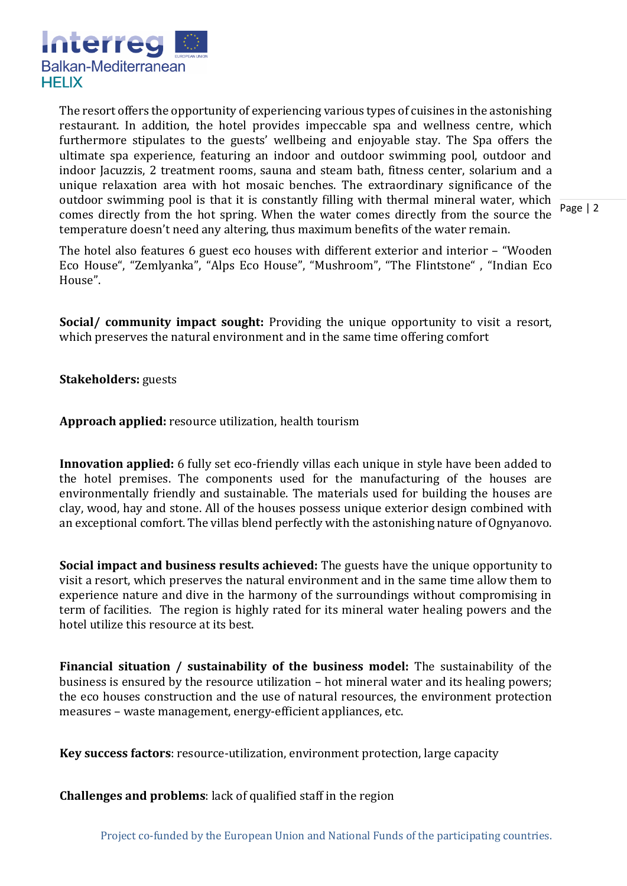The resort offers the opportunity of experiencing various types of cuisines in the astonishing restaurant. In addition, the hotel provides impeccable spa and wellness centre, which furthermore stipulates to the guests' wellbeing and enjoyable stay. The Spa offers the ultimate spa experience, featuring an indoor and outdoor swimming pool, outdoor and indoor Jacuzzis, 2 treatment rooms, sauna and steam bath, fitness center, solarium and a unique relaxation area with hot mosaic benches. The extraordinary significance of the outdoor swimming pool is that it is constantly filling with thermal mineral water, which comes directly from the hot spring. When the water comes directly from the source the temperature doesn't need any altering, thus maximum benefits of the water remain.

The hotel also features 6 guest eco houses with different exterior and interior – "Wooden Eco House", "Zemlyanka", "Alps Eco House", "Mushroom", "The Flintstone" , "Indian Eco House".

**Social/ community impact sought:** Providing the unique opportunity to visit a resort, which preserves the natural environment and in the same time offering comfort

**Stakeholders:** guests

**Approach applied:** resource utilization, health tourism

**Innovation applied:** 6 fully set eco-friendly villas each unique in style have been added to the hotel premises. The components used for the manufacturing of the houses are environmentally friendly and sustainable. The materials used for building the houses are clay, wood, hay and stone. All of the houses possess unique exterior design combined with an exceptional comfort. The villas blend perfectly with the astonishing nature of Ognyanovo.

**Social impact and business results achieved:** The guests have the unique opportunity to visit a resort, which preserves the natural environment and in the same time allow them to experience nature and dive in the harmony of the surroundings without compromising in term of facilities. The region is highly rated for its mineral water healing powers and the hotel utilize this resource at its best.

**Financial situation / sustainability of the business model:** The sustainability of the business is ensured by the resource utilization – hot mineral water and its healing powers; the eco houses construction and the use of natural resources, the environment protection measures – waste management, energy-efficient appliances, etc.

**Key success factors**: resource-utilization, environment protection, large capacity

**Challenges and problems**: lack of qualified staff in the region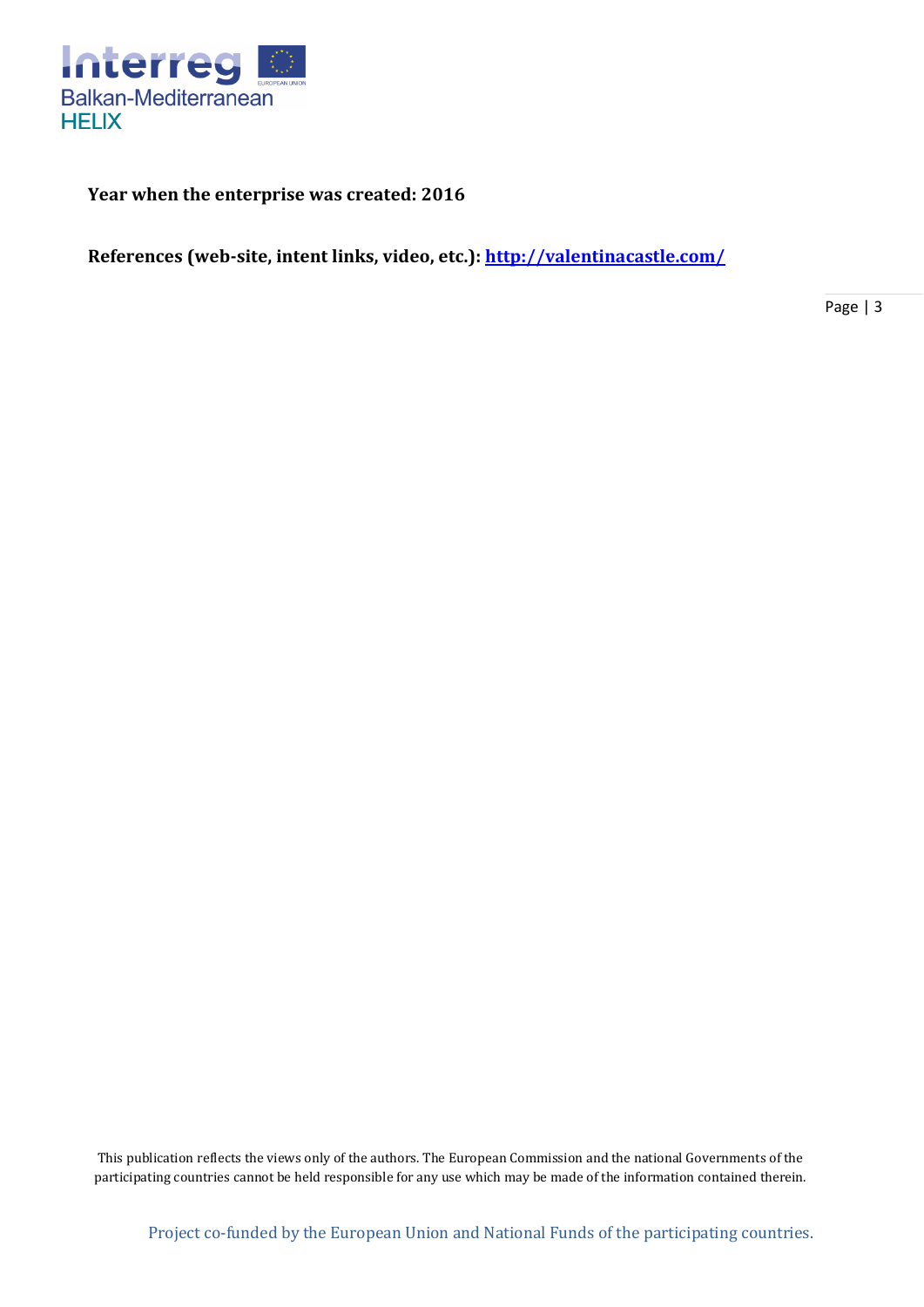**Year when the enterprise was created: 2016**

**References (web-site, intent links, video, etc.): [http://valentinacastle.com/](http://valentinacastle.com/)**

This publication reflects the views only of the authors. The European Commission and the national Governments of the participating countries cannot be held responsible for any use which may be made of the information contained therein.

Project co-funded by the European Union and National Funds of the participating countries.